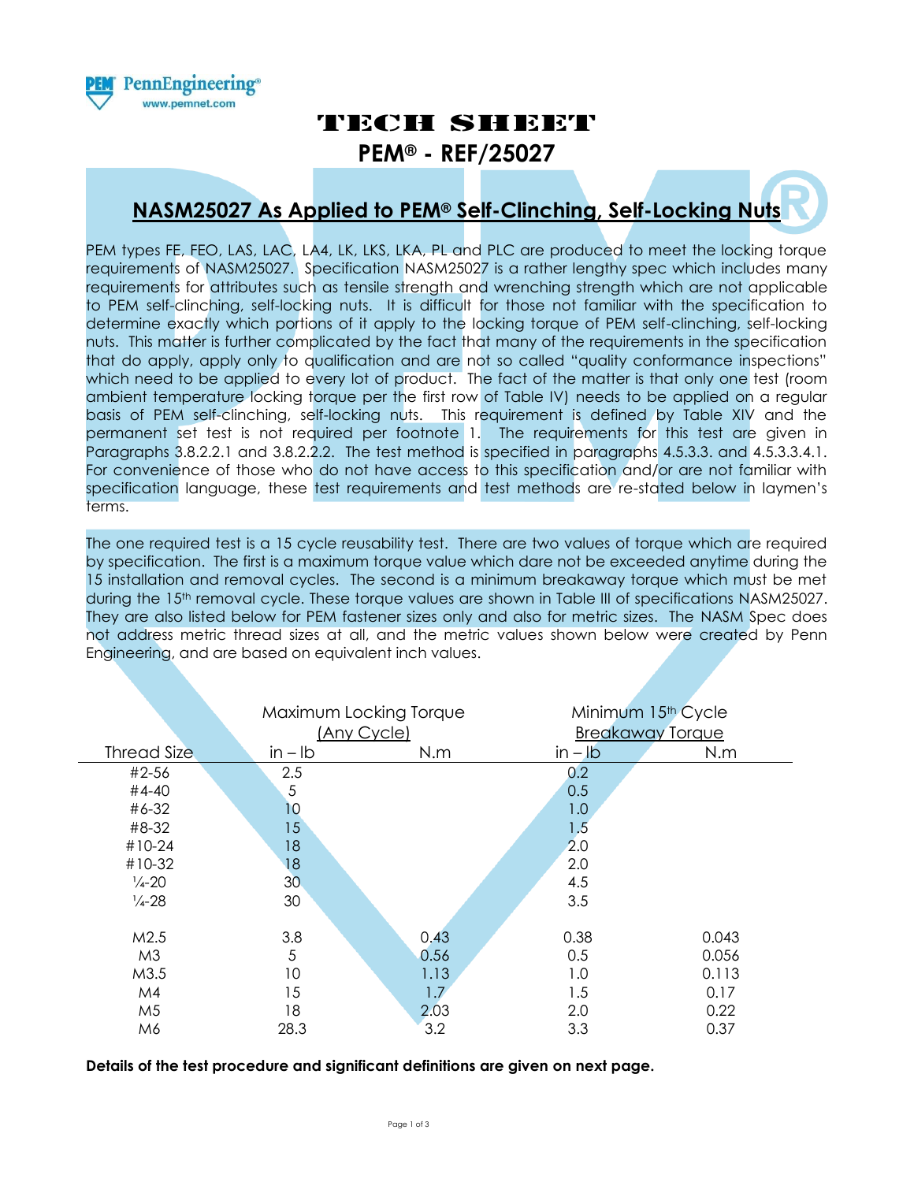PEM® PennEngineering® www.pemnet.com

# TECH SHEET

## PEM® - REF/25027

## NASM25027 As Applied to PEM® Self-Clinching, Self-Locking Nuts

PEM types FE, FEO, LAS, LAC, LA4, LK, LKS, LKA, PL and PLC are produced to meet the locking torque requirements of NASM25027. Specification NASM25027 is a rather lengthy spec which includes many requirements for attributes such as tensile strength and wrenching strength which are not applicable to PEM self-clinching, self-locking nuts. It is difficult for those not familiar with the specification to determine exactly which portions of it apply to the locking torque of PEM self-clinching, self-locking nuts. This matter is further complicated by the fact that many of the requirements in the specification that do apply, apply only to qualification and are not so called "quality conformance inspections" which need to be applied to every lot of product. The fact of the matter is that only one test (room ambient temperature locking torque per the first row of Table IV) needs to be applied on a regular basis of PEM self-clinching, self-locking nuts. This requirement is defined by Table XIV and the permanent set test is not required per footnote 1. The requirements for this test are given in Paragraphs 3.8.2.2.1 and 3.8.2.2.2. The test method is specified in paragraphs 4.5.3.3. and 4.5.3.3.4.1. For convenience of those who do not have access to this specification and/or are not familiar with specification language, these test requirements and test methods are re-stated below in laymen's terms.

The one required test is a 15 cycle reusability test. There are two values of torque which are required by specification. The first is a maximum torque value which dare not be exceeded anytime during the 15 installation and removal cycles. The second is a minimum breakaway torque which must be met during the 15th removal cycle. These torque values are shown in Table III of specifications NASM25027. They are also listed below for PEM fastener sizes only and also for metric sizes. The NASM Spec does not address metric thread sizes at all, and the metric values shown below were created by Penn Engineering, and are based on equivalent inch values.

| | Maximum Locking Torque (Any Cycle) | | Minimum 15th Cycle Breakaway Torque | |
|---|---|---|---|---|
| Thread Size | in – lb | N.m | in – lb | N.m |
| #2-56 | 2.5 | | 0.2 | |
| #4-40 | 5 | | 0.5 | |
| #6-32 | 10 | | 1.0 | |
| #8-32 | 15 | | 1.5 | |
| #10-24 | 18 | | 2.0 | |
| #10-32 | 18 | | 2.0 | |
| ¼-20 | 30 | | 4.5 | |
| ¼-28 | 30 | | 3.5 | |
| M2.5 | 3.8 | 0.43 | 0.38 | 0.043 |
| M3 | 5 | 0.56 | 0.5 | 0.056 |
| M3.5 | 10 | 1.13 | 1.0 | 0.113 |
| M4 | 15 | 1.7 | 1.5 | 0.17 |
| M5 | 18 | 2.03 | 2.0 | 0.22 |
| M6 | 28.3 | 3.2 | 3.3 | 0.37 |

**Details of the test procedure and significant definitions are given on next page.**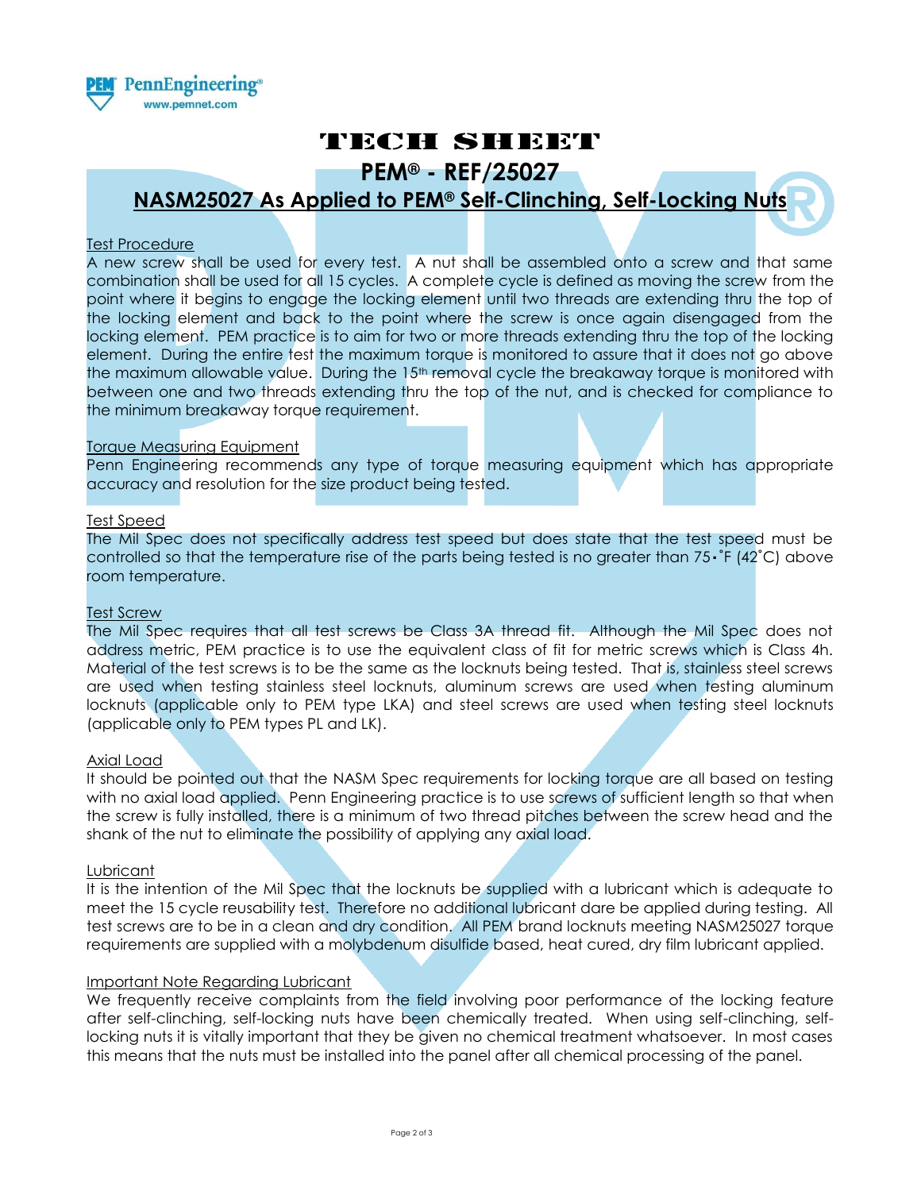# TECH SHEET

## PEM® - REF/25027

## NASM25027 As Applied to PEM® Self-Clinching, Self-Locking Nuts

### Test Procedure

A new screw shall be used for every test. A nut shall be assembled onto a screw and that same combination shall be used for all 15 cycles. A complete cycle is defined as moving the screw from the point where it begins to engage the locking element until two threads are extending thru the top of the locking element and back to the point where the screw is once again disengaged from the locking element. PEM practice is to aim for two or more threads extending thru the top of the locking element. During the entire test the maximum torque is monitored to assure that it does not go above the maximum allowable value. During the 15th removal cycle the breakaway torque is monitored with between one and two threads extending thru the top of the nut, and is checked for compliance to the minimum breakaway torque requirement.

### Torque Measuring Equipment

Penn Engineering recommends any type of torque measuring equipment which has appropriate accuracy and resolution for the size product being tested.

### Test Speed

The Mil Spec does not specifically address test speed but does state that the test speed must be controlled so that the temperature rise of the parts being tested is no greater than 75•˚F (42˚C) above room temperature.

### Test Screw

The Mil Spec requires that all test screws be Class 3A thread fit. Although the Mil Spec does not address metric, PEM practice is to use the equivalent class of fit for metric screws which is Class 4h. Material of the test screws is to be the same as the locknuts being tested. That is, stainless steel screws are used when testing stainless steel locknuts, aluminum screws are used when testing aluminum locknuts (applicable only to PEM type LKA) and steel screws are used when testing steel locknuts (applicable only to PEM types PL and LK).

### Axial Load

It should be pointed out that the NASM Spec requirements for locking torque are all based on testing with no axial load applied. Penn Engineering practice is to use screws of sufficient length so that when the screw is fully installed, there is a minimum of two thread pitches between the screw head and the shank of the nut to eliminate the possibility of applying any axial load.

### Lubricant

It is the intention of the Mil Spec that the locknuts be supplied with a lubricant which is adequate to meet the 15 cycle reusability test. Therefore no additional lubricant dare be applied during testing. All test screws are to be in a clean and dry condition. All PEM brand locknuts meeting NASM25027 torque requirements are supplied with a molybdenum disulfide based, heat cured, dry film lubricant applied.

### Important Note Regarding Lubricant

We frequently receive complaints from the field involving poor performance of the locking feature after self-clinching, self-locking nuts have been chemically treated. When using self-clinching, self-locking nuts it is vitally important that they be given no chemical treatment whatsoever. In most cases this means that the nuts must be installed into the panel after all chemical processing of the panel.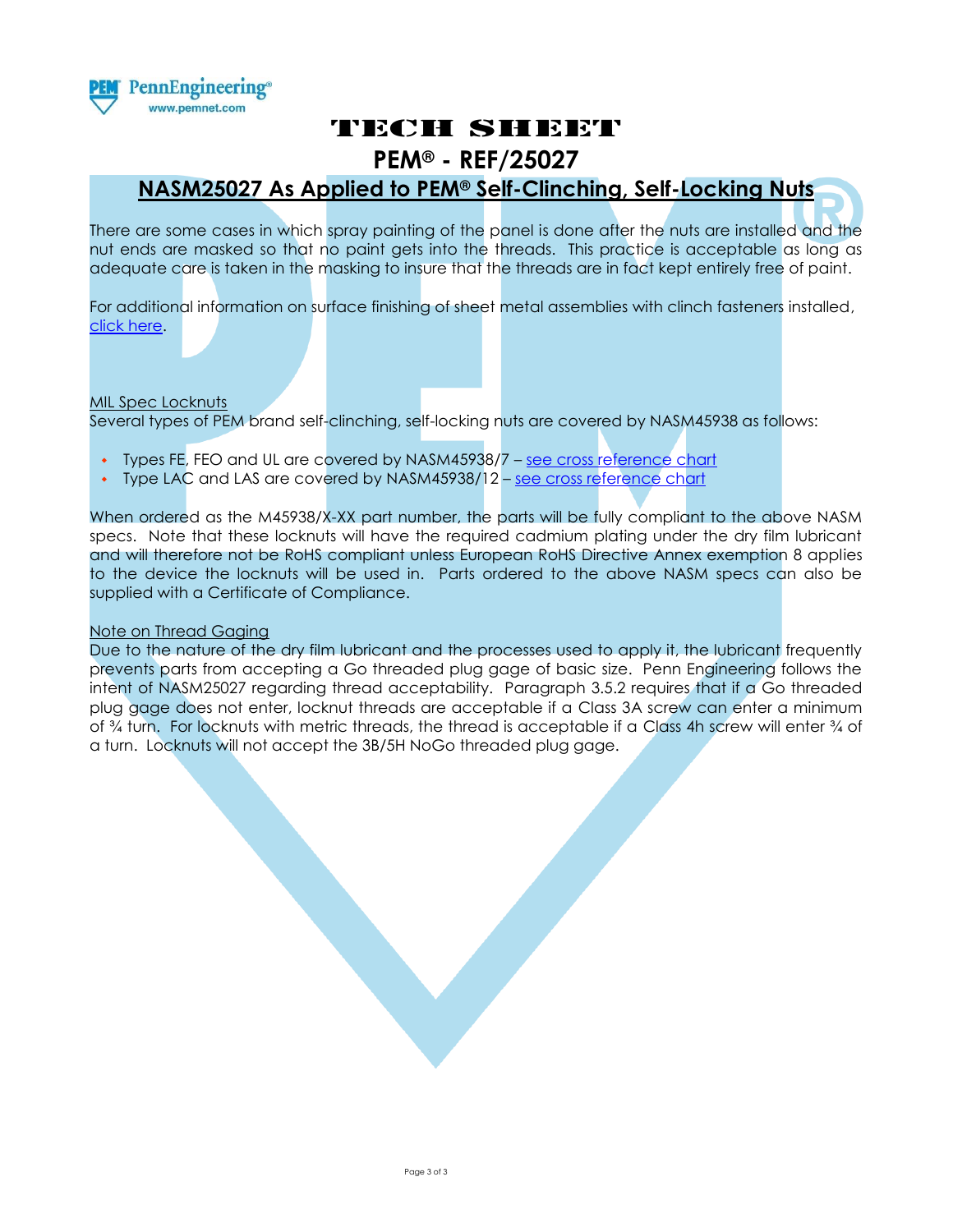# TECH SHEET

## PEM® - REF/25027

## NASM25027 As Applied to PEM® Self-Clinching, Self-Locking Nuts

There are some cases in which spray painting of the panel is done after the nuts are installed and the nut ends are masked so that no paint gets into the threads. This practice is acceptable as long as adequate care is taken in the masking to insure that the threads are in fact kept entirely free of paint.

For additional information on surface finishing of sheet metal assemblies with clinch fasteners installed, click here.

MIL Spec Locknuts

Several types of PEM brand self-clinching, self-locking nuts are covered by NASM45938 as follows:

- Types FE, FEO and UL are covered by NASM45938/7 – see cross reference chart
- Type LAC and LAS are covered by NASM45938/12 – see cross reference chart

When ordered as the M45938/X-XX part number, the parts will be fully compliant to the above NASM specs. Note that these locknuts will have the required cadmium plating under the dry film lubricant and will therefore not be RoHS compliant unless European RoHS Directive Annex exemption 8 applies to the device the locknuts will be used in. Parts ordered to the above NASM specs can also be supplied with a Certificate of Compliance.

Note on Thread Gaging

Due to the nature of the dry film lubricant and the processes used to apply it, the lubricant frequently prevents parts from accepting a Go threaded plug gage of basic size. Penn Engineering follows the intent of NASM25027 regarding thread acceptability. Paragraph 3.5.2 requires that if a Go threaded plug gage does not enter, locknut threads are acceptable if a Class 3A screw can enter a minimum of ¾ turn. For locknuts with metric threads, the thread is acceptable if a Class 4h screw will enter ¾ of a turn. Locknuts will not accept the 3B/5H NoGo threaded plug gage.